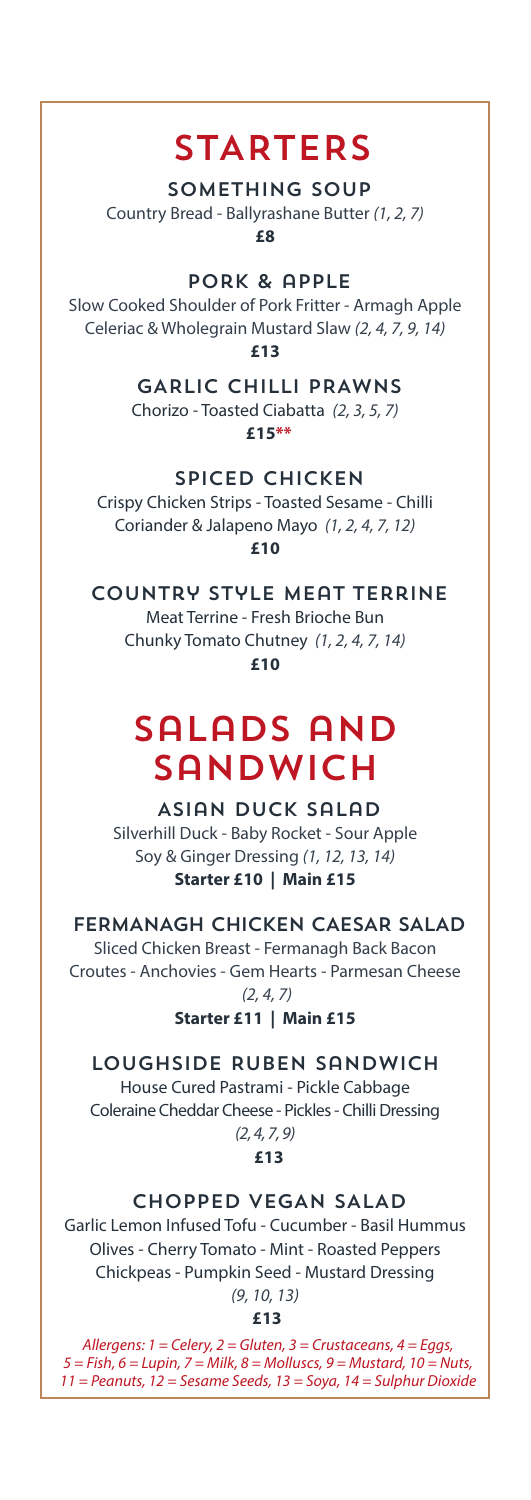# STARTERS

### SOMETHING SOUP

Country Bread - Ballyrashane Butter *(1, 2, 7)*

**£8**

### PORK & APPLE

Slow Cooked Shoulder of Pork Fritter - Armagh Apple Celeriac & Wholegrain Mustard Slaw *(2, 4, 7, 9, 14)*

**£13**

### GARLIC CHILLI PRAWNS

Chorizo - Toasted Ciabatta *(2, 3, 5, 7)*

**£15****

### SPICED CHICKEN

Crispy Chicken Strips - Toasted Sesame - Chilli Coriander & Jalapeno Mayo *(1, 2, 4, 7, 12)*

**£10**

### COUNTRY STYLE MEAT TERRINE

Meat Terrine - Fresh Brioche Bun Chunky Tomato Chutney *(1, 2, 4, 7, 14)*

**£10**

# SALADS AND SANDWICH

### ASIAN DUCK SALAD

Silverhill Duck - Baby Rocket - Sour Apple Soy & Ginger Dressing *(1, 12, 13, 14)*

**Starter £10 | Main £15**

### FERMANAGH CHICKEN CAESAR SALAD

Sliced Chicken Breast - Fermanagh Back Bacon Croutes - Anchovies - Gem Hearts - Parmesan Cheese *(2, 4, 7)*

**Starter £11 | Main £15**

### LOUGHSIDE RUBEN SANDWICH

House Cured Pastrami - Pickle Cabbage Coleraine Cheddar Cheese - Pickles - Chilli Dressing *(2, 4, 7, 9)*

**£13**

### CHOPPED VEGAN SALAD

Garlic Lemon Infused Tofu - Cucumber - Basil Hummus Olives - Cherry Tomato - Mint - Roasted Peppers Chickpeas - Pumpkin Seed - Mustard Dressing *(9, 10, 13)*

**£13**

*Allergens: 1 = Celery, 2 = Gluten, 3 = Crustaceans, 4 = Eggs, 5 = Fish, 6 = Lupin, 7 = Milk, 8 = Molluscs, 9 = Mustard, 10 = Nuts, 11 = Peanuts, 12 = Sesame Seeds, 13 = Soya, 14 = Sulphur Dioxide*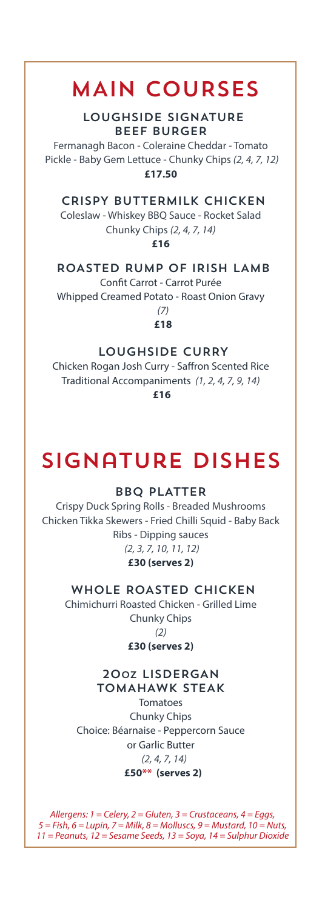# MAIN COURSES

### LOUGHSIDE SIGNATURE BEEF BURGER

Fermanagh Bacon - Coleraine Cheddar - Tomato Pickle - Baby Gem Lettuce - Chunky Chips *(2, 4, 7, 12)*

**£17.50**

### CRISPY BUTTERMILK CHICKEN

Coleslaw - Whiskey BBQ Sauce - Rocket Salad
Chunky Chips *(2, 4, 7, 14)*

**£16**

### ROASTED RUMP OF IRISH LAMB

Confit Carrot - Carrot Purée
Whipped Creamed Potato - Roast Onion Gravy
*(7)*

**£18**

### LOUGHSIDE CURRY

Chicken Rogan Josh Curry - Saffron Scented Rice
Traditional Accompaniments *(1, 2, 4, 7, 9, 14)*

**£16**

# SIGNATURE DISHES

### BBQ PLATTER

Crispy Duck Spring Rolls - Breaded Mushrooms
Chicken Tikka Skewers - Fried Chilli Squid - Baby Back Ribs - Dipping sauces
*(2, 3, 7, 10, 11, 12)*

**£30 (serves 2)**

### WHOLE ROASTED CHICKEN

Chimichurri Roasted Chicken - Grilled Lime
Chunky Chips
*(2)*

**£30 (serves 2)**

### 20oz LISDERGAN TOMAHAWK STEAK

Tomatoes
Chunky Chips
Choice: Béarnaise - Peppercorn Sauce
or Garlic Butter
*(2, 4, 7, 14)*

**£50\*\* (serves 2)**

*Allergens: 1 = Celery, 2 = Gluten, 3 = Crustaceans, 4 = Eggs, 5 = Fish, 6 = Lupin, 7 = Milk, 8 = Molluscs, 9 = Mustard, 10 = Nuts, 11 = Peanuts, 12 = Sesame Seeds, 13 = Soya, 14 = Sulphur Dioxide*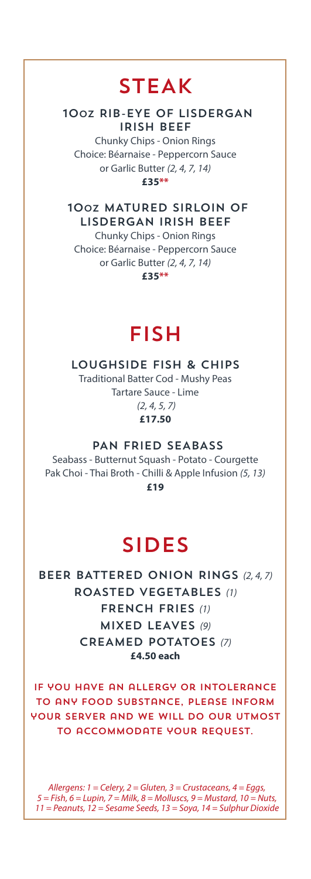# STEAK

### 10oz RIB-EYE OF LISDERGAN IRISH BEEF

Chunky Chips - Onion Rings
Choice: Béarnaise - Peppercorn Sauce or Garlic Butter *(2, 4, 7, 14)*
**£35****

### 10oz MATURED SIRLOIN OF LISDERGAN IRISH BEEF

Chunky Chips - Onion Rings
Choice: Béarnaise - Peppercorn Sauce or Garlic Butter *(2, 4, 7, 14)*
**£35****

# FISH

### LOUGHSIDE FISH & CHIPS

Traditional Batter Cod - Mushy Peas
Tartare Sauce - Lime
*(2, 4, 5, 7)*
**£17.50**

### PAN FRIED SEABASS

Seabass - Butternut Squash - Potato - Courgette
Pak Choi - Thai Broth - Chilli & Apple Infusion *(5, 13)*
**£19**

# SIDES

**BEER BATTERED ONION RINGS** *(2, 4, 7)*
**ROASTED VEGETABLES** *(1)*
**FRENCH FRIES** *(1)*
**MIXED LEAVES** *(9)*
**CREAMED POTATOES** *(7)*
**£4.50 each**

IF YOU HAVE AN ALLERGY OR INTOLERANCE TO ANY FOOD SUBSTANCE, PLEASE INFORM YOUR SERVER AND WE WILL DO OUR UTMOST TO ACCOMMODATE YOUR REQUEST.

*Allergens: 1 = Celery, 2 = Gluten, 3 = Crustaceans, 4 = Eggs, 5 = Fish, 6 = Lupin, 7 = Milk, 8 = Molluscs, 9 = Mustard, 10 = Nuts, 11 = Peanuts, 12 = Sesame Seeds, 13 = Soya, 14 = Sulphur Dioxide*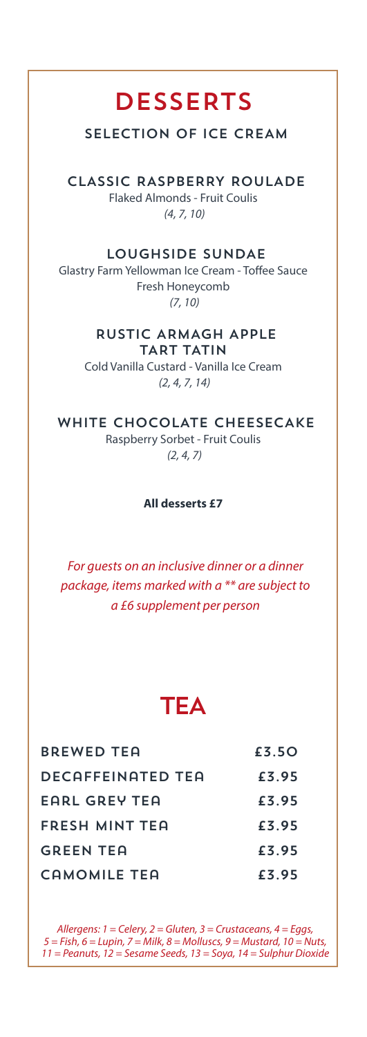# DESSERTS

### SELECTION OF ICE CREAM

### CLASSIC RASPBERRY ROULADE

Flaked Almonds - Fruit Coulis
*(4, 7, 10)*

### LOUGHSIDE SUNDAE

Glastry Farm Yellowman Ice Cream - Toffee Sauce
Fresh Honeycomb
*(7, 10)*

### RUSTIC ARMAGH APPLE TART TATIN

Cold Vanilla Custard - Vanilla Ice Cream
*(2, 4, 7, 14)*

### WHITE CHOCOLATE CHEESECAKE

Raspberry Sorbet - Fruit Coulis
*(2, 4, 7)*

**All desserts £7**

*For guests on an inclusive dinner or a dinner package, items marked with a ** are subject to a £6 supplement per person*

# TEA

| | |
|---|---|
| BREWED TEA | £3.50 |
| DECAFFEINATED TEA | £3.95 |
| EARL GREY TEA | £3.95 |
| FRESH MINT TEA | £3.95 |
| GREEN TEA | £3.95 |
| CAMOMILE TEA | £3.95 |

*Allergens: 1 = Celery, 2 = Gluten, 3 = Crustaceans, 4 = Eggs, 5 = Fish, 6 = Lupin, 7 = Milk, 8 = Molluscs, 9 = Mustard, 10 = Nuts, 11 = Peanuts, 12 = Sesame Seeds, 13 = Soya, 14 = Sulphur Dioxide*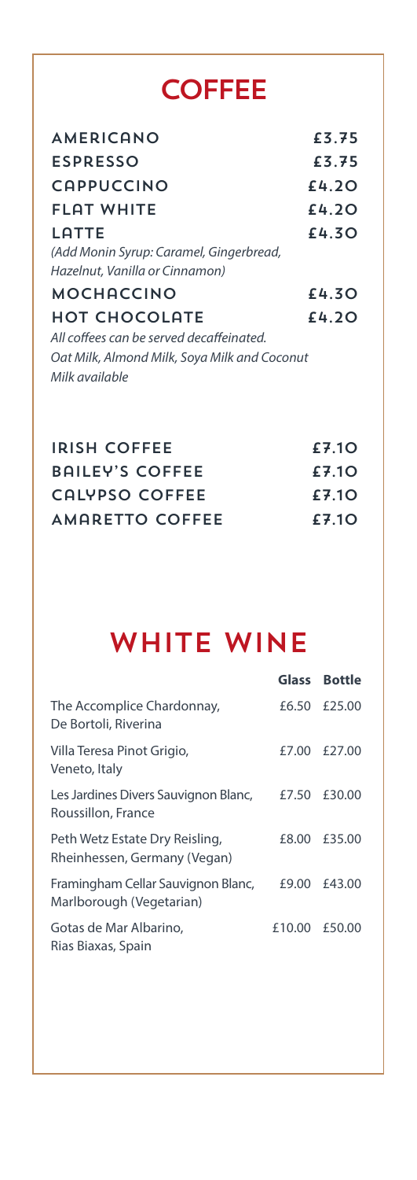# COFFEE

| | |
|---|---|
| AMERICANO | £3.75 |
| ESPRESSO | £3.75 |
| CAPPUCCINO | £4.20 |
| FLAT WHITE | £4.20 |
| LATTE | £4.30 |
| *(Add Monin Syrup: Caramel, Gingerbread, Hazelnut, Vanilla or Cinnamon)* | |
| MOCHACCINO | £4.30 |
| HOT CHOCOLATE | £4.20 |

*All coffees can be served decaffeinated.*
*Oat Milk, Almond Milk, Soya Milk and Coconut Milk available*

| | |
|---|---|
| IRISH COFFEE | £7.10 |
| BAILEY'S COFFEE | £7.10 |
| CALYPSO COFFEE | £7.10 |
| AMARETTO COFFEE | £7.10 |

# WHITE WINE

| | Glass | Bottle |
|---|---|---|
| The Accomplice Chardonnay, De Bortoli, Riverina | £6.50 | £25.00 |
| Villa Teresa Pinot Grigio, Veneto, Italy | £7.00 | £27.00 |
| Les Jardines Divers Sauvignon Blanc, Roussillon, France | £7.50 | £30.00 |
| Peth Wetz Estate Dry Reisling, Rheinhessen, Germany (Vegan) | £8.00 | £35.00 |
| Framingham Cellar Sauvignon Blanc, Marlborough (Vegetarian) | £9.00 | £43.00 |
| Gotas de Mar Albarino, Rias Biaxas, Spain | £10.00 | £50.00 |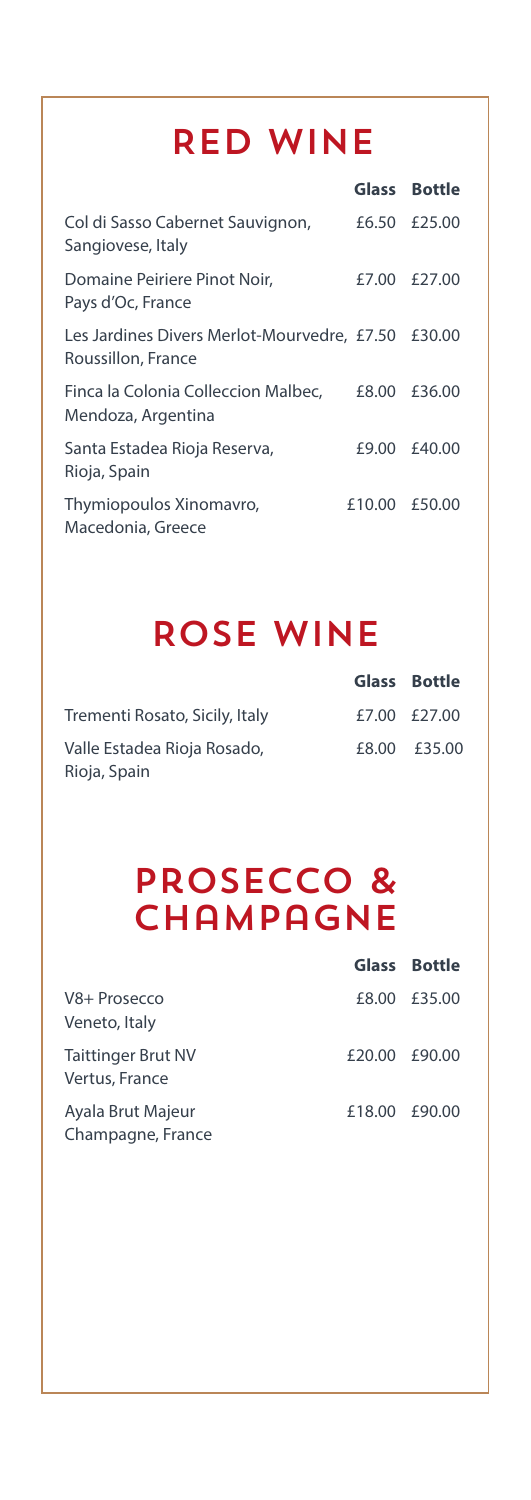# RED WINE

| | Glass | Bottle |
|---|---|---|
| Col di Sasso Cabernet Sauvignon, Sangiovese, Italy | £6.50 | £25.00 |
| Domaine Peiriere Pinot Noir, Pays d'Oc, France | £7.00 | £27.00 |
| Les Jardines Divers Merlot-Mourvedre, Roussillon, France | £7.50 | £30.00 |
| Finca la Colonia Colleccion Malbec, Mendoza, Argentina | £8.00 | £36.00 |
| Santa Estadea Rioja Reserva, Rioja, Spain | £9.00 | £40.00 |
| Thymiopoulos Xinomavro, Macedonia, Greece | £10.00 | £50.00 |

# ROSE WINE

| | Glass | Bottle |
|---|---|---|
| Trementi Rosato, Sicily, Italy | £7.00 | £27.00 |
| Valle Estadea Rioja Rosado, Rioja, Spain | £8.00 | £35.00 |

# PROSECCO & CHAMPAGNE

| | Glass | Bottle |
|---|---|---|
| V8+ Prosecco Veneto, Italy | £8.00 | £35.00 |
| Taittinger Brut NV Vertus, France | £20.00 | £90.00 |
| Ayala Brut Majeur Champagne, France | £18.00 | £90.00 |